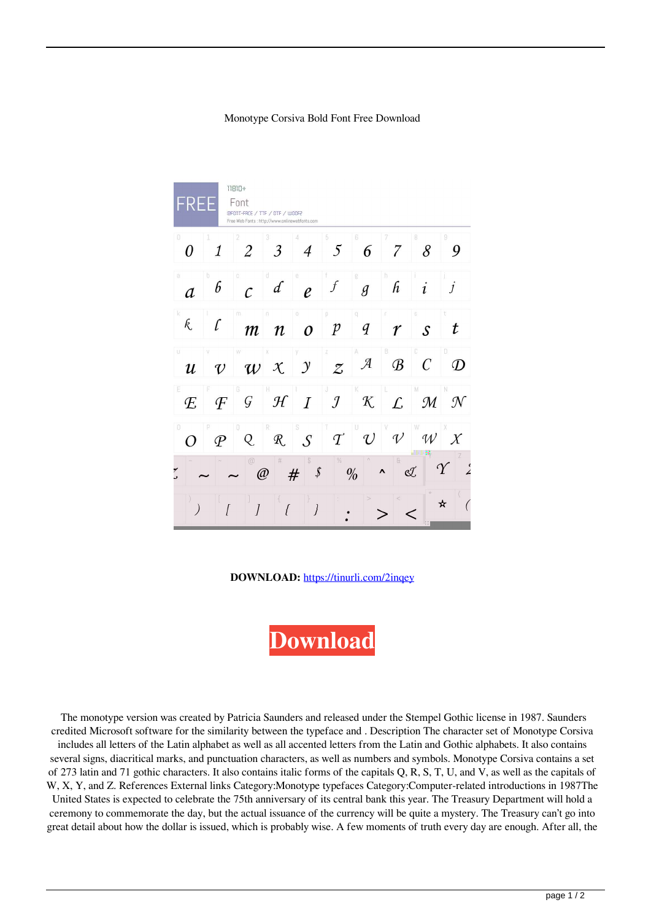Monotype Corsiva Bold Font Free Download

**DOWNLOAD:** https://tinurli.com/2inqey

**Download**

The monotype version was created by Patricia Saunders and released under the Stempel Gothic license in 1987. Saunders credited Microsoft software for the similarity between the typeface and . Description The character set of Monotype Corsiva includes all letters of the Latin alphabet as well as all accented letters from the Latin and Gothic alphabets. It also contains several signs, diacritical marks, and punctuation characters, as well as numbers and symbols. Monotype Corsiva contains a set of 273 latin and 71 gothic characters. It also contains italic forms of the capitals Q, R, S, T, U, and V, as well as the capitals of W, X, Y, and Z. References External links Category:Monotype typefaces Category:Computer-related introductions in 1987The United States is expected to celebrate the 75th anniversary of its central bank this year. The Treasury Department will hold a ceremony to commemorate the day, but the actual issuance of the currency will be quite a mystery. The Treasury can't go into great detail about how the dollar is issued, which is probably wise. A few moments of truth every day are enough. After all, the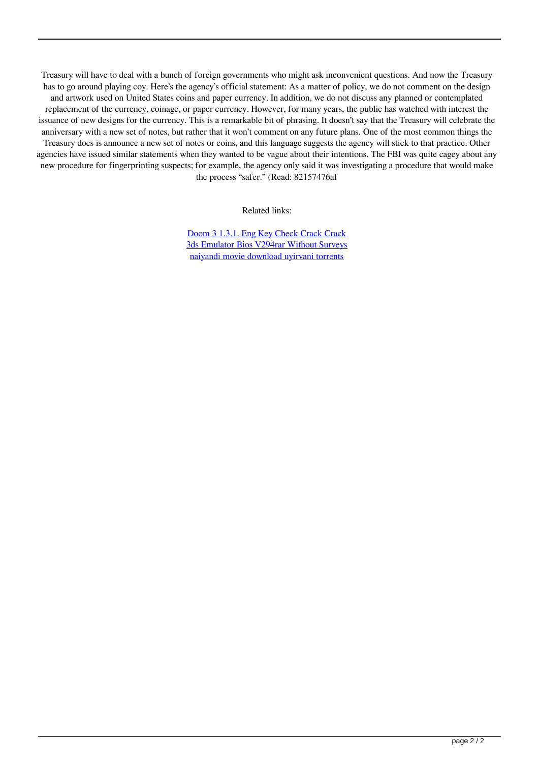Treasury will have to deal with a bunch of foreign governments who might ask inconvenient questions. And now the Treasury has to go around playing coy. Here's the agency's official statement: As a matter of policy, we do not comment on the design and artwork used on United States coins and paper currency. In addition, we do not discuss any planned or contemplated replacement of the currency, coinage, or paper currency. However, for many years, the public has watched with interest the issuance of new designs for the currency. This is a remarkable bit of phrasing. It doesn't say that the Treasury will celebrate the anniversary with a new set of notes, but rather that it won't comment on any future plans. One of the most common things the Treasury does is announce a new set of notes or coins, and this language suggests the agency will stick to that practice. Other agencies have issued similar statements when they wanted to be vague about their intentions. The FBI was quite cagey about any new procedure for fingerprinting suspects; for example, the agency only said it was investigating a procedure that would make the process "safer." (Read: 82157476af

Related links:

Doom 3 1.3.1. Eng Key Check Crack Crack
3ds Emulator Bios V294rar Without Surveys
naiyandi movie download uyirvani torrents